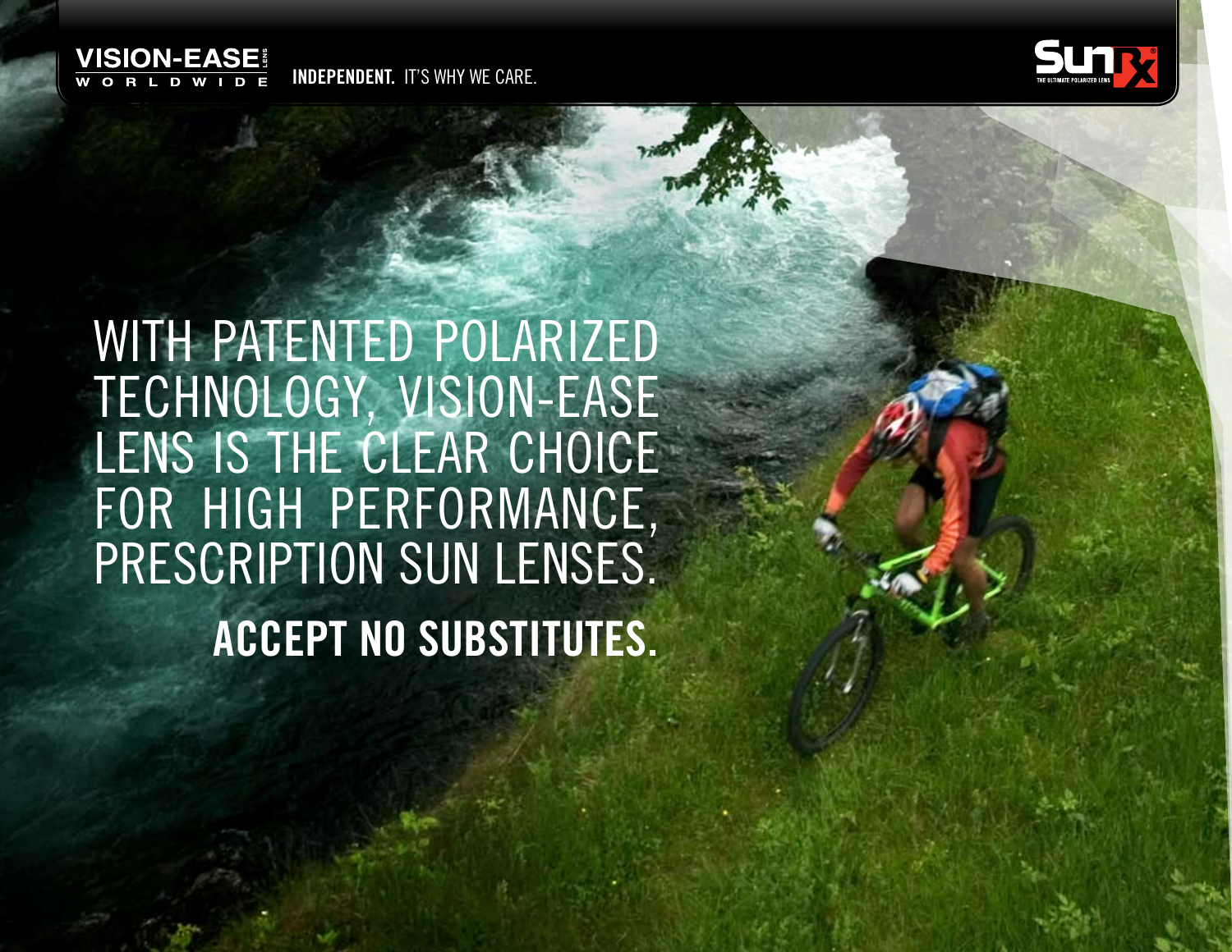VISION-EASE LENS WORLDWIDE

**INDEPENDENT.** IT'S WHY WE CARE.

SunRx — THE ULTIMATE POLARIZED LENS

# WITH PATENTED POLARIZED TECHNOLOGY, VISION-EASE LENS IS THE CLEAR CHOICE FOR HIGH PERFORMANCE, PRESCRIPTION SUN LENSES.

**ACCEPT NO SUBSTITUTES.**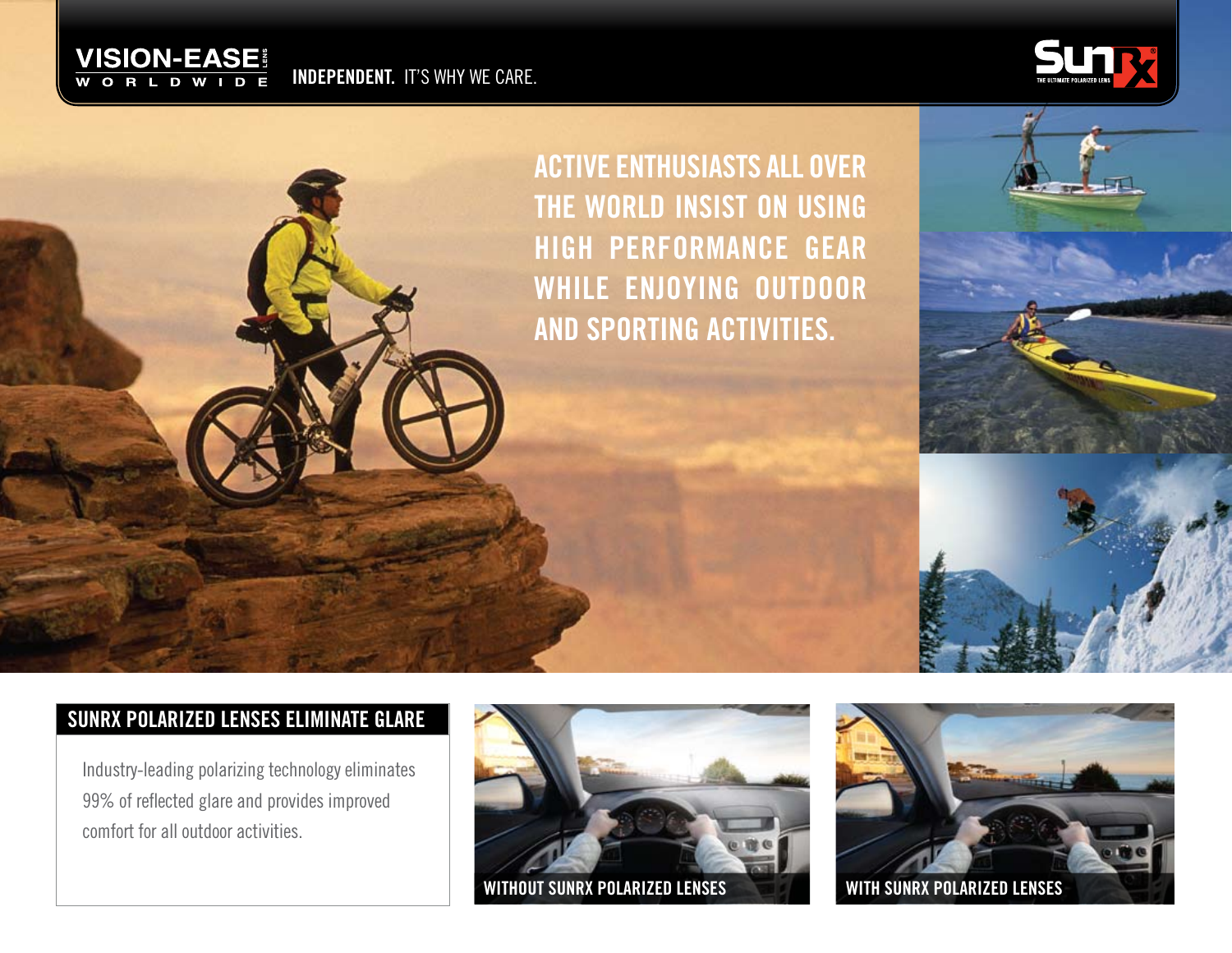VISION-EASE WORLDWIDE

**INDEPENDENT.** IT'S WHY WE CARE.

# ACTIVE ENTHUSIASTS ALL OVER THE WORLD INSIST ON USING HIGH PERFORMANCE GEAR WHILE ENJOYING OUTDOOR AND SPORTING ACTIVITIES.

## SUNRX POLARIZED LENSES ELIMINATE GLARE

Industry-leading polarizing technology eliminates 99% of reflected glare and provides improved comfort for all outdoor activities.

WITHOUT SUNRX POLARIZED LENSES

WITH SUNRX POLARIZED LENSES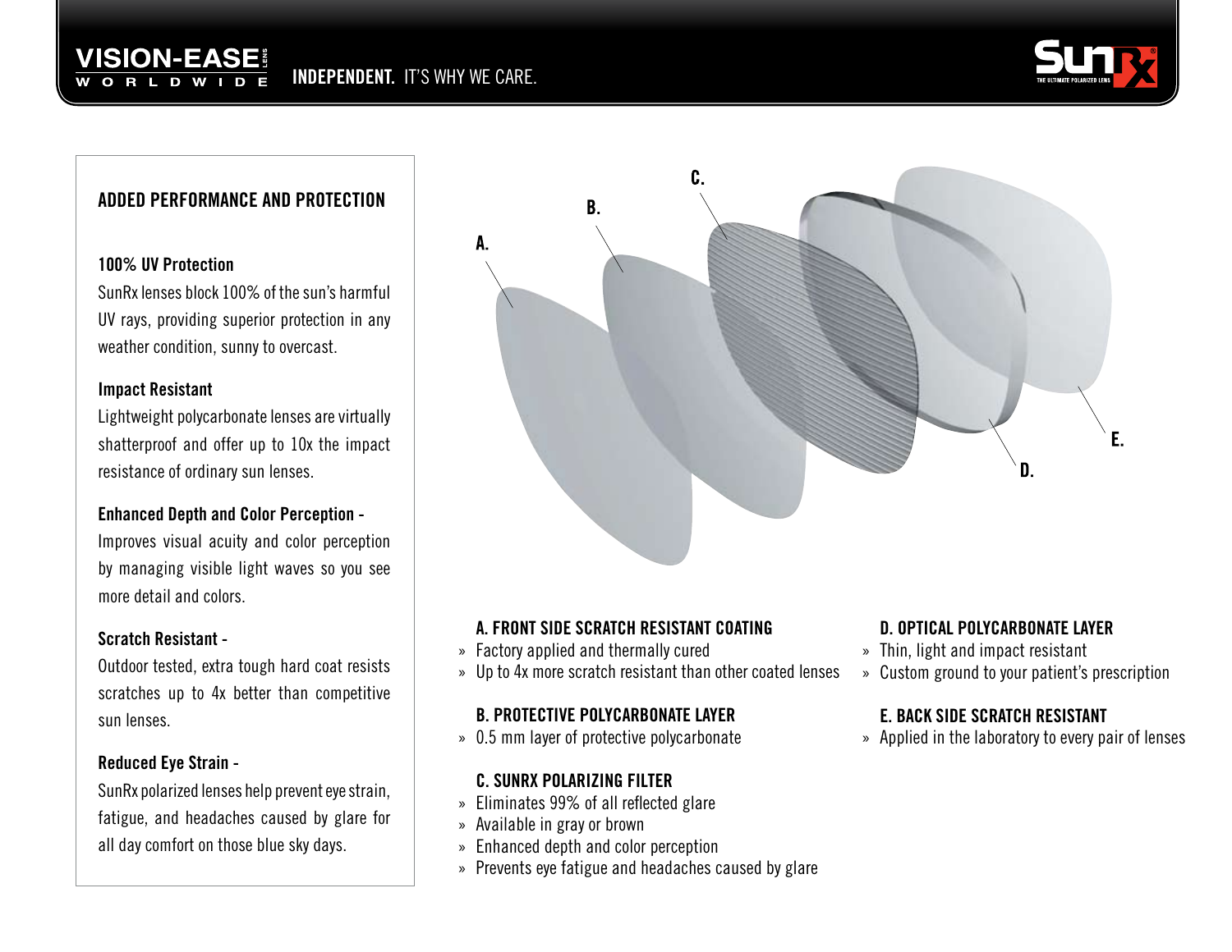VISION-EASE WORLDWIDE — **INDEPENDENT.** IT'S WHY WE CARE.

## ADDED PERFORMANCE AND PROTECTION

### 100% UV Protection

SunRx lenses block 100% of the sun's harmful UV rays, providing superior protection in any weather condition, sunny to overcast.

### Impact Resistant

Lightweight polycarbonate lenses are virtually shatterproof and offer up to 10x the impact resistance of ordinary sun lenses.

### Enhanced Depth and Color Perception -

Improves visual acuity and color perception by managing visible light waves so you see more detail and colors.

### Scratch Resistant -

Outdoor tested, extra tough hard coat resists scratches up to 4x better than competitive sun lenses.

### Reduced Eye Strain -

SunRx polarized lenses help prevent eye strain, fatigue, and headaches caused by glare for all day comfort on those blue sky days.

### A. FRONT SIDE SCRATCH RESISTANT COATING

- Factory applied and thermally cured
- Up to 4x more scratch resistant than other coated lenses

### B. PROTECTIVE POLYCARBONATE LAYER

- 0.5 mm layer of protective polycarbonate

### C. SUNRX POLARIZING FILTER

- Eliminates 99% of all reflected glare
- Available in gray or brown
- Enhanced depth and color perception
- Prevents eye fatigue and headaches caused by glare

### D. OPTICAL POLYCARBONATE LAYER

- Thin, light and impact resistant
- Custom ground to your patient's prescription

### E. BACK SIDE SCRATCH RESISTANT

- Applied in the laboratory to every pair of lenses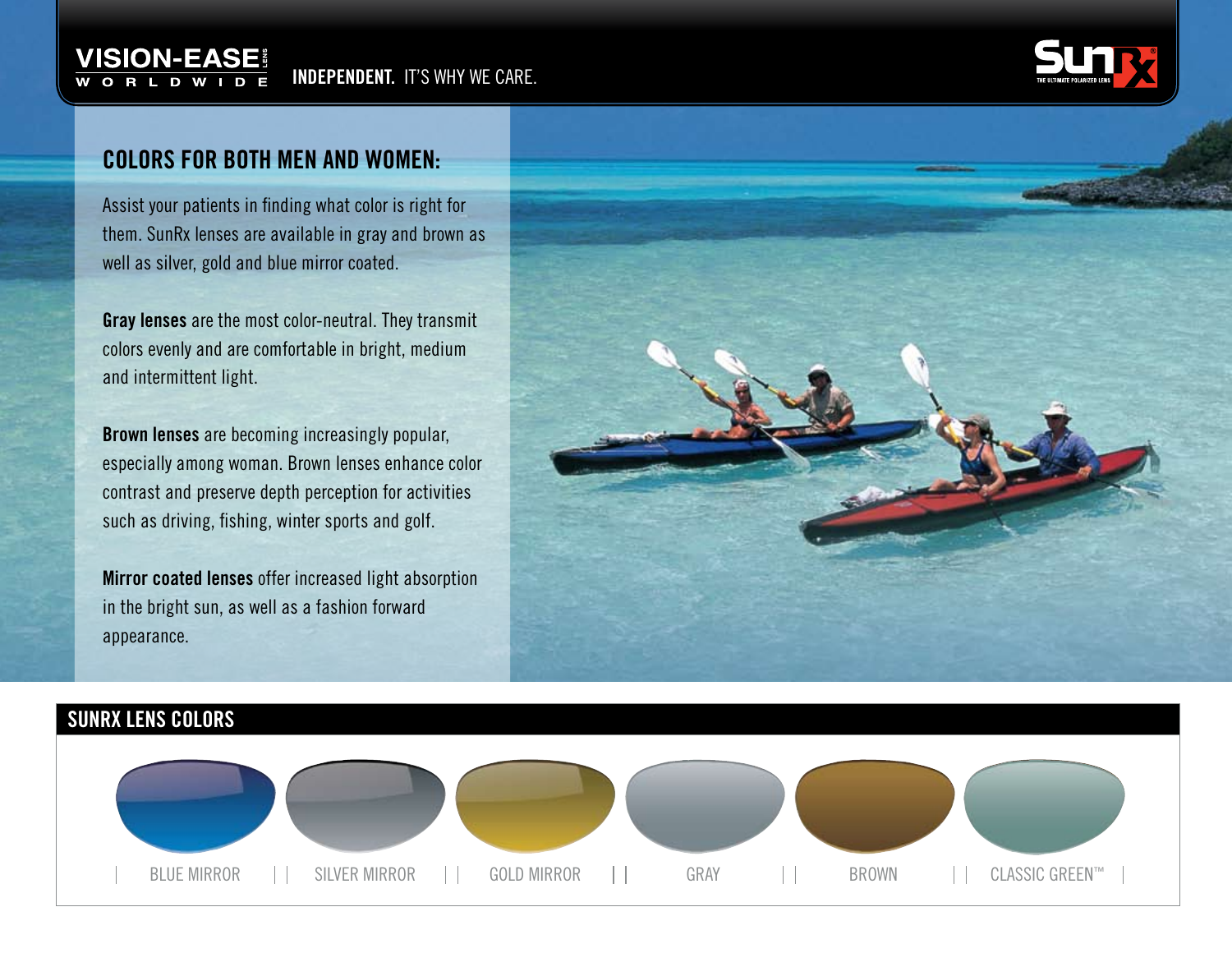VISION-EASE LENS WORLDWIDE — **INDEPENDENT.** IT'S WHY WE CARE.

SunRx — THE ULTIMATE POLARIZED LENS

## COLORS FOR BOTH MEN AND WOMEN:

Assist your patients in finding what color is right for them. SunRx lenses are available in gray and brown as well as silver, gold and blue mirror coated.

**Gray lenses** are the most color-neutral. They transmit colors evenly and are comfortable in bright, medium and intermittent light.

**Brown lenses** are becoming increasingly popular, especially among woman. Brown lenses enhance color contrast and preserve depth perception for activities such as driving, fishing, winter sports and golf.

**Mirror coated lenses** offer increased light absorption in the bright sun, as well as a fashion forward appearance.

## SUNRX LENS COLORS

| BLUE MIRROR | SILVER MIRROR | GOLD MIRROR | GRAY | BROWN | CLASSIC GREEN™ |
|---|---|---|---|---|---|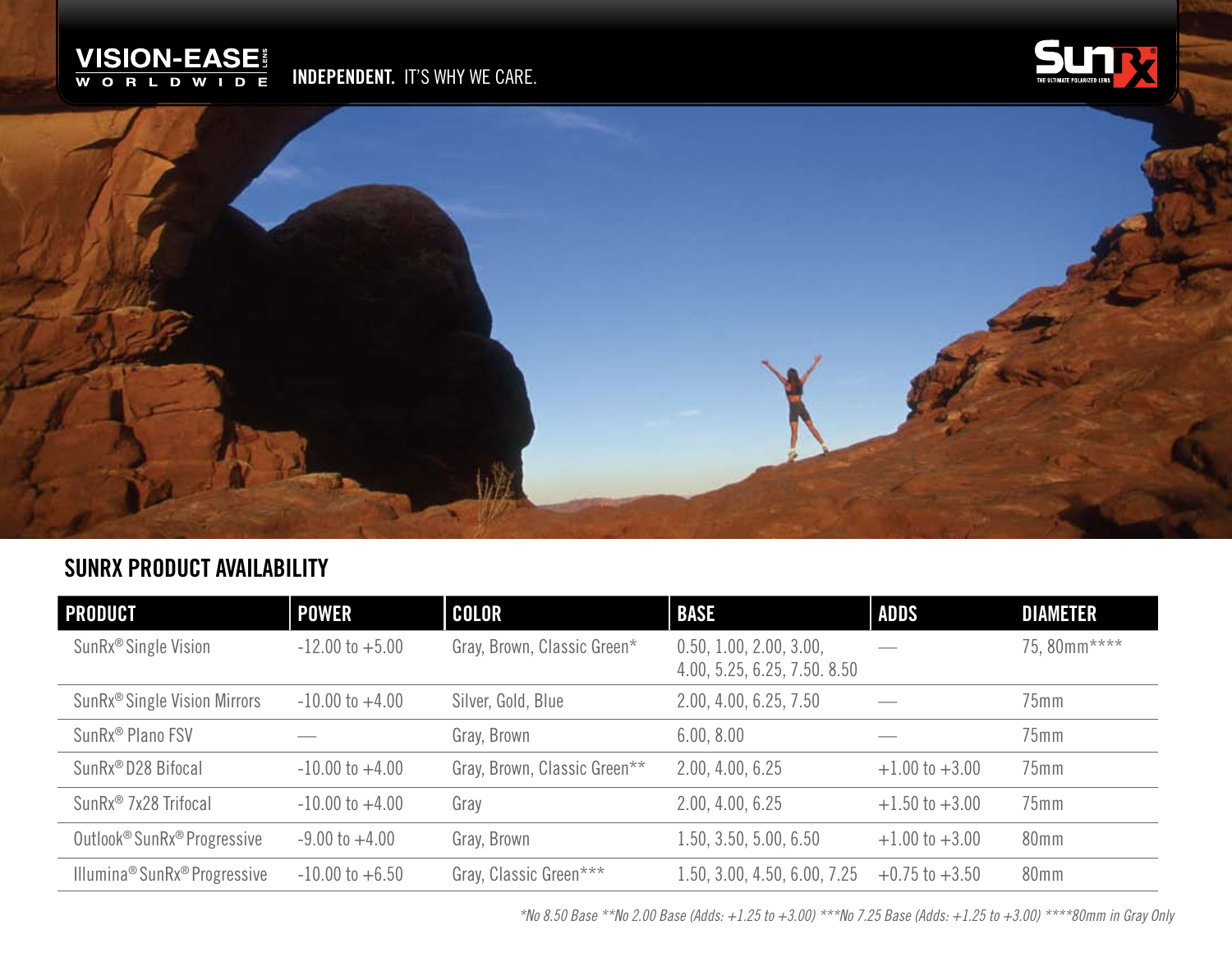VISION-EASE LENS WORLDWIDE

**INDEPENDENT.** IT'S WHY WE CARE.

SunRx THE ULTIMATE POLARIZED LENS

## SUNRX PRODUCT AVAILABILITY

| PRODUCT | POWER | COLOR | BASE | ADDS | DIAMETER |
|---|---|---|---|---|---|
| SunRx® Single Vision | -12.00 to +5.00 | Gray, Brown, Classic Green* | 0.50, 1.00, 2.00, 3.00, 4.00, 5.25, 6.25, 7.50. 8.50 | — | 75, 80mm**** |
| SunRx® Single Vision Mirrors | -10.00 to +4.00 | Silver, Gold, Blue | 2.00, 4.00, 6.25, 7.50 | — | 75mm |
| SunRx® Plano FSV | — | Gray, Brown | 6.00, 8.00 | — | 75mm |
| SunRx® D28 Bifocal | -10.00 to +4.00 | Gray, Brown, Classic Green** | 2.00, 4.00, 6.25 | +1.00 to +3.00 | 75mm |
| SunRx® 7x28 Trifocal | -10.00 to +4.00 | Gray | 2.00, 4.00, 6.25 | +1.50 to +3.00 | 75mm |
| Outlook® SunRx® Progressive | -9.00 to +4.00 | Gray, Brown | 1.50, 3.50, 5.00, 6.50 | +1.00 to +3.00 | 80mm |
| Illumina® SunRx® Progressive | -10.00 to +6.50 | Gray, Classic Green*** | 1.50, 3.00, 4.50, 6.00, 7.25 | +0.75 to +3.50 | 80mm |

*\*No 8.50 Base \*\*No 2.00 Base (Adds: +1.25 to +3.00) \*\*\*No 7.25 Base (Adds: +1.25 to +3.00) \*\*\*\*80mm in Gray Only*